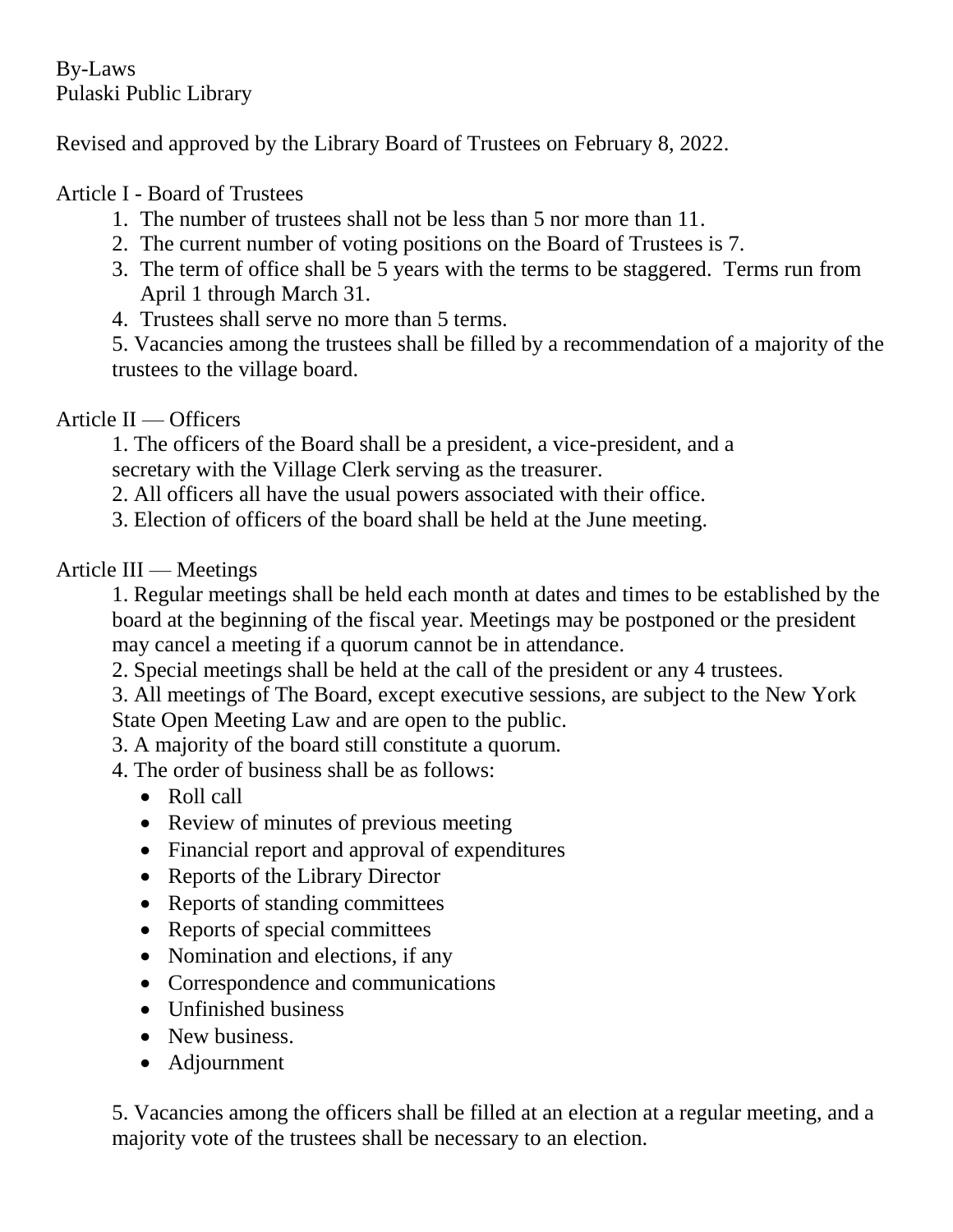By-Laws
Pulaski Public Library

Revised and approved by the Library Board of Trustees on February 8, 2022.

Article I - Board of Trustees

1. The number of trustees shall not be less than 5 nor more than 11.
2. The current number of voting positions on the Board of Trustees is 7.
3. The term of office shall be 5 years with the terms to be staggered. Terms run from April 1 through March 31.
4. Trustees shall serve no more than 5 terms.
5. Vacancies among the trustees shall be filled by a recommendation of a majority of the trustees to the village board.

Article II — Officers

1. The officers of the Board shall be a president, a vice-president, and a secretary with the Village Clerk serving as the treasurer.
2. All officers all have the usual powers associated with their office.
3. Election of officers of the board shall be held at the June meeting.

Article III — Meetings

1. Regular meetings shall be held each month at dates and times to be established by the board at the beginning of the fiscal year. Meetings may be postponed or the president may cancel a meeting if a quorum cannot be in attendance.

2. Special meetings shall be held at the call of the president or any 4 trustees.

3. All meetings of The Board, except executive sessions, are subject to the New York State Open Meeting Law and are open to the public.

3. A majority of the board still constitute a quorum.

4. The order of business shall be as follows:

- Roll call
- Review of minutes of previous meeting
- Financial report and approval of expenditures
- Reports of the Library Director
- Reports of standing committees
- Reports of special committees
- Nomination and elections, if any
- Correspondence and communications
- Unfinished business
- New business.
- Adjournment

5. Vacancies among the officers shall be filled at an election at a regular meeting, and a majority vote of the trustees shall be necessary to an election.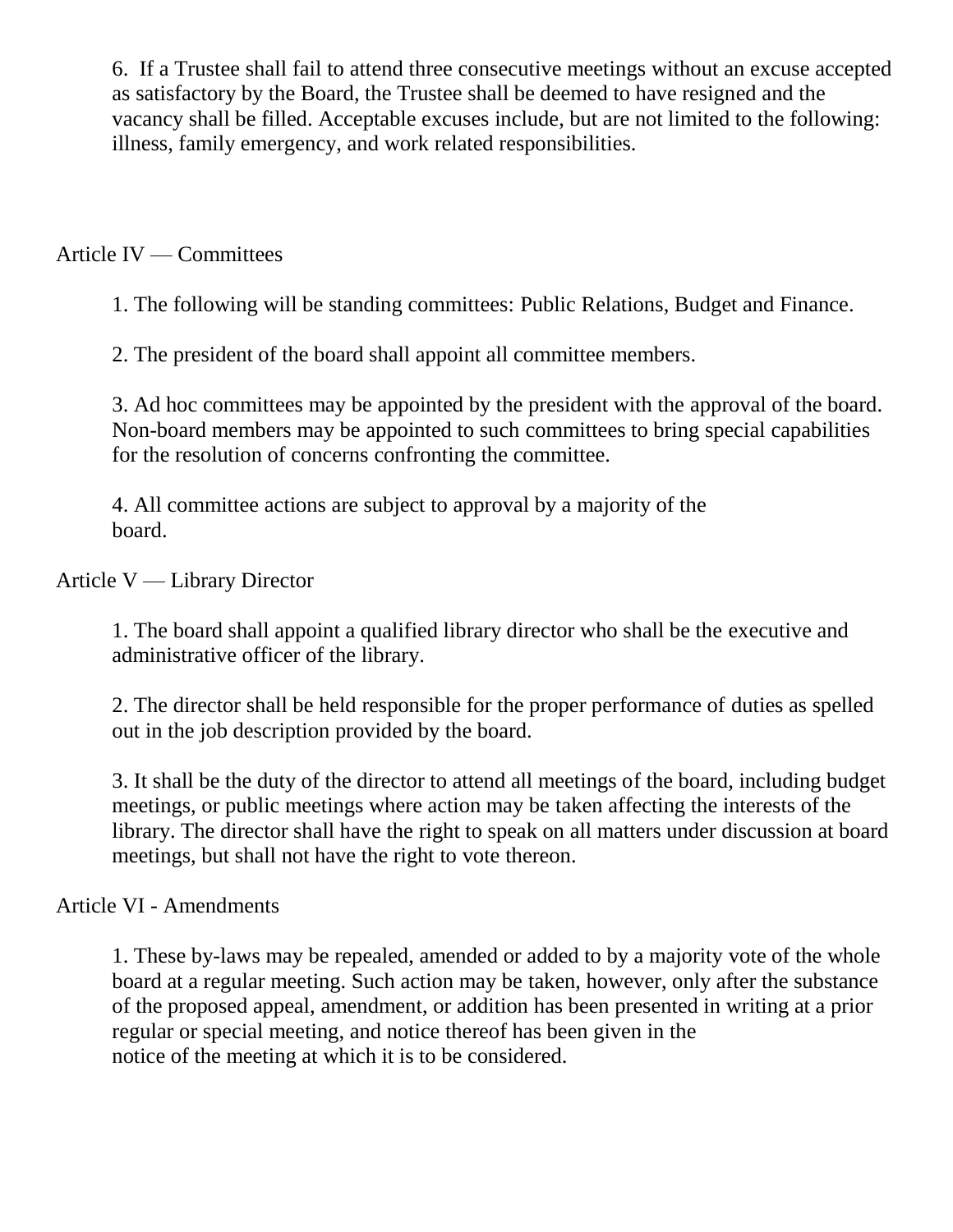6. If a Trustee shall fail to attend three consecutive meetings without an excuse accepted as satisfactory by the Board, the Trustee shall be deemed to have resigned and the vacancy shall be filled. Acceptable excuses include, but are not limited to the following: illness, family emergency, and work related responsibilities.

## Article IV — Committees

1. The following will be standing committees: Public Relations, Budget and Finance.

2. The president of the board shall appoint all committee members.

3. Ad hoc committees may be appointed by the president with the approval of the board. Non-board members may be appointed to such committees to bring special capabilities for the resolution of concerns confronting the committee.

4. All committee actions are subject to approval by a majority of the board.

## Article V — Library Director

1. The board shall appoint a qualified library director who shall be the executive and administrative officer of the library.

2. The director shall be held responsible for the proper performance of duties as spelled out in the job description provided by the board.

3. It shall be the duty of the director to attend all meetings of the board, including budget meetings, or public meetings where action may be taken affecting the interests of the library. The director shall have the right to speak on all matters under discussion at board meetings, but shall not have the right to vote thereon.

## Article VI - Amendments

1. These by-laws may be repealed, amended or added to by a majority vote of the whole board at a regular meeting. Such action may be taken, however, only after the substance of the proposed appeal, amendment, or addition has been presented in writing at a prior regular or special meeting, and notice thereof has been given in the notice of the meeting at which it is to be considered.